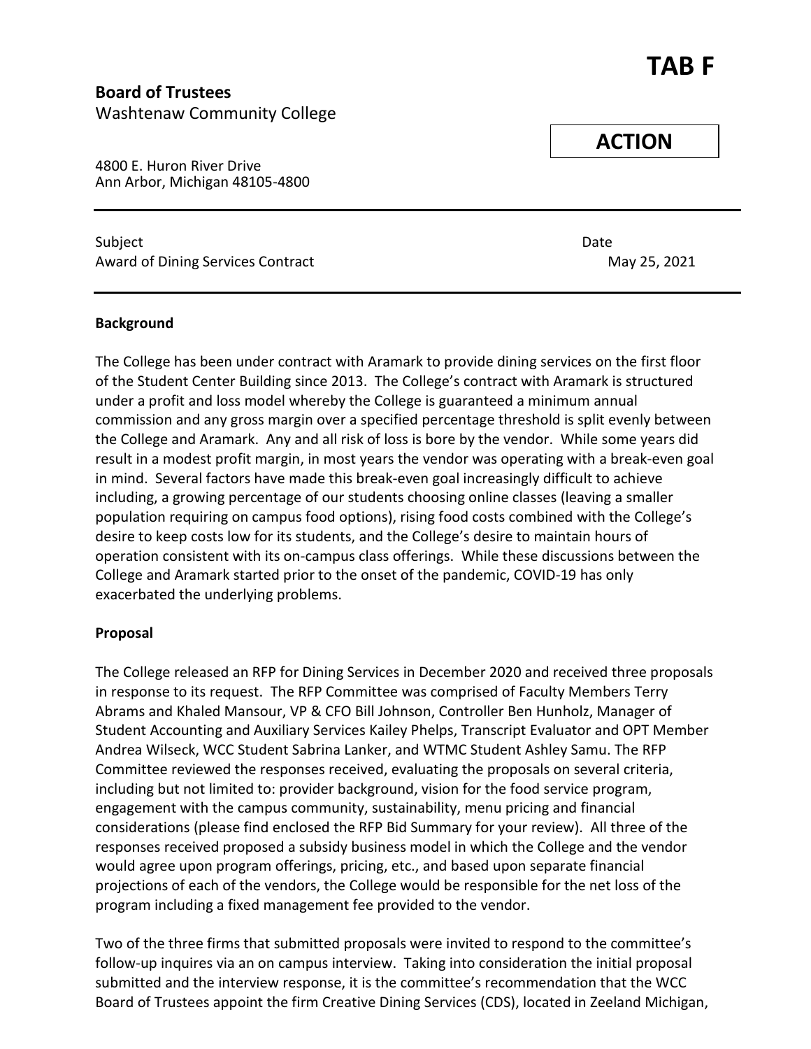# TAB F

**Board of Trustees**
Washtenaw Community College

**ACTION**

4800 E. Huron River Drive
Ann Arbor, Michigan 48105-4800

---

Subject
Award of Dining Services Contract

Date
May 25, 2021

---

**Background**

The College has been under contract with Aramark to provide dining services on the first floor of the Student Center Building since 2013. The College's contract with Aramark is structured under a profit and loss model whereby the College is guaranteed a minimum annual commission and any gross margin over a specified percentage threshold is split evenly between the College and Aramark. Any and all risk of loss is bore by the vendor. While some years did result in a modest profit margin, in most years the vendor was operating with a break-even goal in mind. Several factors have made this break-even goal increasingly difficult to achieve including, a growing percentage of our students choosing online classes (leaving a smaller population requiring on campus food options), rising food costs combined with the College's desire to keep costs low for its students, and the College's desire to maintain hours of operation consistent with its on-campus class offerings. While these discussions between the College and Aramark started prior to the onset of the pandemic, COVID-19 has only exacerbated the underlying problems.

**Proposal**

The College released an RFP for Dining Services in December 2020 and received three proposals in response to its request. The RFP Committee was comprised of Faculty Members Terry Abrams and Khaled Mansour, VP & CFO Bill Johnson, Controller Ben Hunholz, Manager of Student Accounting and Auxiliary Services Kailey Phelps, Transcript Evaluator and OPT Member Andrea Wilseck, WCC Student Sabrina Lanker, and WTMC Student Ashley Samu. The RFP Committee reviewed the responses received, evaluating the proposals on several criteria, including but not limited to: provider background, vision for the food service program, engagement with the campus community, sustainability, menu pricing and financial considerations (please find enclosed the RFP Bid Summary for your review). All three of the responses received proposed a subsidy business model in which the College and the vendor would agree upon program offerings, pricing, etc., and based upon separate financial projections of each of the vendors, the College would be responsible for the net loss of the program including a fixed management fee provided to the vendor.

Two of the three firms that submitted proposals were invited to respond to the committee's follow-up inquires via an on campus interview. Taking into consideration the initial proposal submitted and the interview response, it is the committee's recommendation that the WCC Board of Trustees appoint the firm Creative Dining Services (CDS), located in Zeeland Michigan,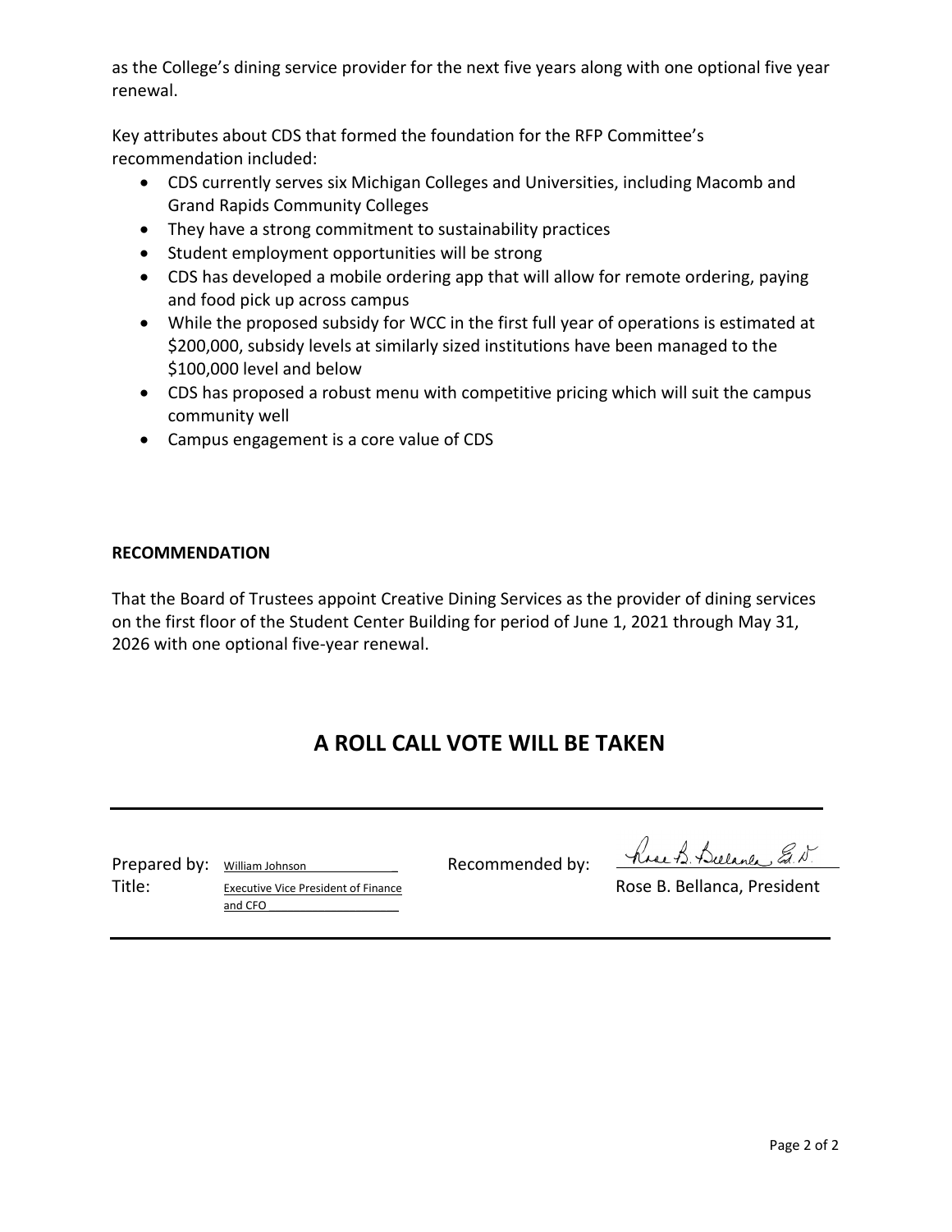as the College's dining service provider for the next five years along with one optional five year renewal.

Key attributes about CDS that formed the foundation for the RFP Committee's recommendation included:

- CDS currently serves six Michigan Colleges and Universities, including Macomb and Grand Rapids Community Colleges
- They have a strong commitment to sustainability practices
- Student employment opportunities will be strong
- CDS has developed a mobile ordering app that will allow for remote ordering, paying and food pick up across campus
- While the proposed subsidy for WCC in the first full year of operations is estimated at $200,000, subsidy levels at similarly sized institutions have been managed to the $100,000 level and below
- CDS has proposed a robust menu with competitive pricing which will suit the campus community well
- Campus engagement is a core value of CDS

**RECOMMENDATION**

That the Board of Trustees appoint Creative Dining Services as the provider of dining services on the first floor of the Student Center Building for period of June 1, 2021 through May 31, 2026 with one optional five-year renewal.

## A ROLL CALL VOTE WILL BE TAKEN

| | | | |
|---|---|---|---|
| Prepared by: | William Johnson | Recommended by: | Rose B. Bellanca, Ed.D. |
| Title: | Executive Vice President of Finance and CFO | | Rose B. Bellanca, President |